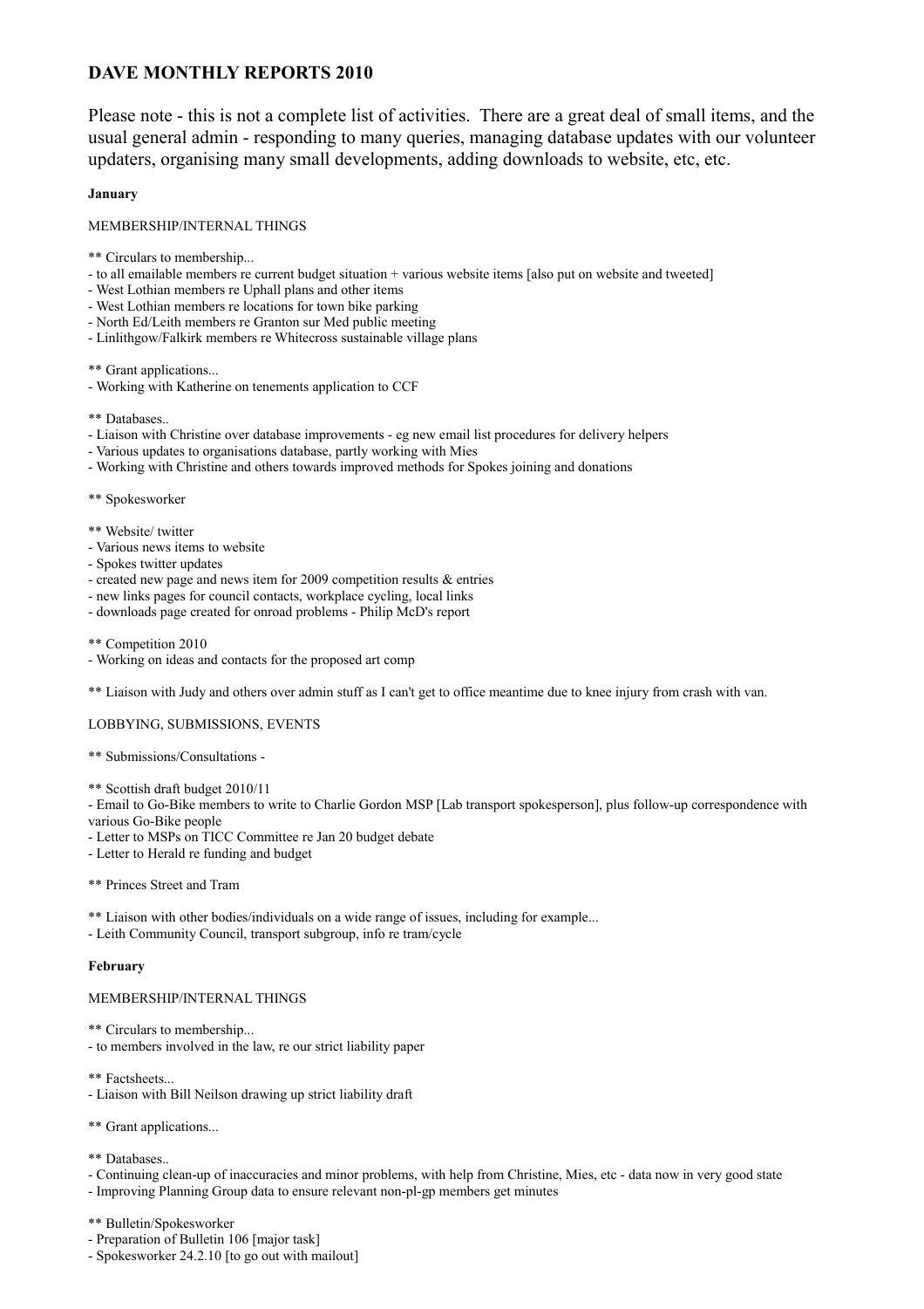# DAVE MONTHLY REPORTS 2010

Please note - this is not a complete list of activities. There are a great deal of small items, and the usual general admin - responding to many queries, managing database updates with our volunteer updaters, organising many small developments, adding downloads to website, etc, etc.

**January**

MEMBERSHIP/INTERNAL THINGS

** Circulars to membership...
- to all emailable members re current budget situation + various website items [also put on website and tweeted]
- West Lothian members re Uphall plans and other items
- West Lothian members re locations for town bike parking
- North Ed/Leith members re Granton sur Med public meeting
- Linlithgow/Falkirk members re Whitecross sustainable village plans

** Grant applications...
- Working with Katherine on tenements application to CCF

** Databases..
- Liaison with Christine over database improvements - eg new email list procedures for delivery helpers
- Various updates to organisations database, partly working with Mies
- Working with Christine and others towards improved methods for Spokes joining and donations

** Spokesworker

** Website/ twitter
- Various news items to website
- Spokes twitter updates
- created new page and news item for 2009 competition results & entries
- new links pages for council contacts, workplace cycling, local links
- downloads page created for onroad problems - Philip McD's report

** Competition 2010
- Working on ideas and contacts for the proposed art comp

** Liaison with Judy and others over admin stuff as I can't get to office meantime due to knee injury from crash with van.

LOBBYING, SUBMISSIONS, EVENTS

** Submissions/Consultations -

** Scottish draft budget 2010/11
- Email to Go-Bike members to write to Charlie Gordon MSP [Lab transport spokesperson], plus follow-up correspondence with various Go-Bike people
- Letter to MSPs on TICC Committee re Jan 20 budget debate
- Letter to Herald re funding and budget

** Princes Street and Tram

** Liaison with other bodies/individuals on a wide range of issues, including for example...
- Leith Community Council, transport subgroup, info re tram/cycle

**February**

MEMBERSHIP/INTERNAL THINGS

** Circulars to membership...
- to members involved in the law, re our strict liability paper

** Factsheets...
- Liaison with Bill Neilson drawing up strict liability draft

** Grant applications...

** Databases..
- Continuing clean-up of inaccuracies and minor problems, with help from Christine, Mies, etc - data now in very good state
- Improving Planning Group data to ensure relevant non-pl-gp members get minutes

** Bulletin/Spokesworker
- Preparation of Bulletin 106 [major task]
- Spokesworker 24.2.10 [to go out with mailout]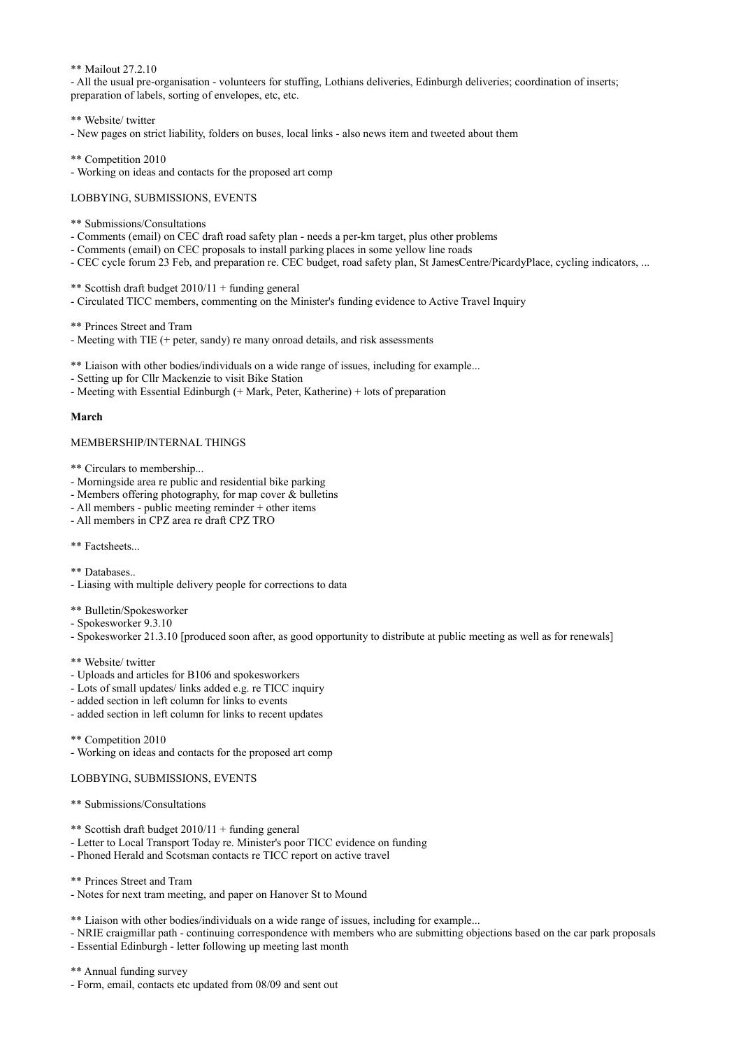** Mailout 27.2.10
- All the usual pre-organisation - volunteers for stuffing, Lothians deliveries, Edinburgh deliveries; coordination of inserts; preparation of labels, sorting of envelopes, etc, etc.

** Website/ twitter
- New pages on strict liability, folders on buses, local links - also news item and tweeted about them

** Competition 2010
- Working on ideas and contacts for the proposed art comp

LOBBYING, SUBMISSIONS, EVENTS

** Submissions/Consultations
- Comments (email) on CEC draft road safety plan - needs a per-km target, plus other problems
- Comments (email) on CEC proposals to install parking places in some yellow line roads
- CEC cycle forum 23 Feb, and preparation re. CEC budget, road safety plan, St JamesCentre/PicardyPlace, cycling indicators, ...

** Scottish draft budget 2010/11 + funding general
- Circulated TICC members, commenting on the Minister's funding evidence to Active Travel Inquiry

** Princes Street and Tram
- Meeting with TIE (+ peter, sandy) re many onroad details, and risk assessments

** Liaison with other bodies/individuals on a wide range of issues, including for example...
- Setting up for Cllr Mackenzie to visit Bike Station
- Meeting with Essential Edinburgh (+ Mark, Peter, Katherine) + lots of preparation

**March**

MEMBERSHIP/INTERNAL THINGS

** Circulars to membership...
- Morningside area re public and residential bike parking
- Members offering photography, for map cover & bulletins
- All members - public meeting reminder + other items
- All members in CPZ area re draft CPZ TRO

** Factsheets...

** Databases..
- Liasing with multiple delivery people for corrections to data

** Bulletin/Spokesworker
- Spokesworker 9.3.10
- Spokesworker 21.3.10 [produced soon after, as good opportunity to distribute at public meeting as well as for renewals]

** Website/ twitter
- Uploads and articles for B106 and spokesworkers
- Lots of small updates/ links added e.g. re TICC inquiry
- added section in left column for links to events
- added section in left column for links to recent updates

** Competition 2010
- Working on ideas and contacts for the proposed art comp

LOBBYING, SUBMISSIONS, EVENTS

** Submissions/Consultations

** Scottish draft budget 2010/11 + funding general
- Letter to Local Transport Today re. Minister's poor TICC evidence on funding
- Phoned Herald and Scotsman contacts re TICC report on active travel

** Princes Street and Tram
- Notes for next tram meeting, and paper on Hanover St to Mound

** Liaison with other bodies/individuals on a wide range of issues, including for example...
- NRIE craigmillar path - continuing correspondence with members who are submitting objections based on the car park proposals
- Essential Edinburgh - letter following up meeting last month

** Annual funding survey
- Form, email, contacts etc updated from 08/09 and sent out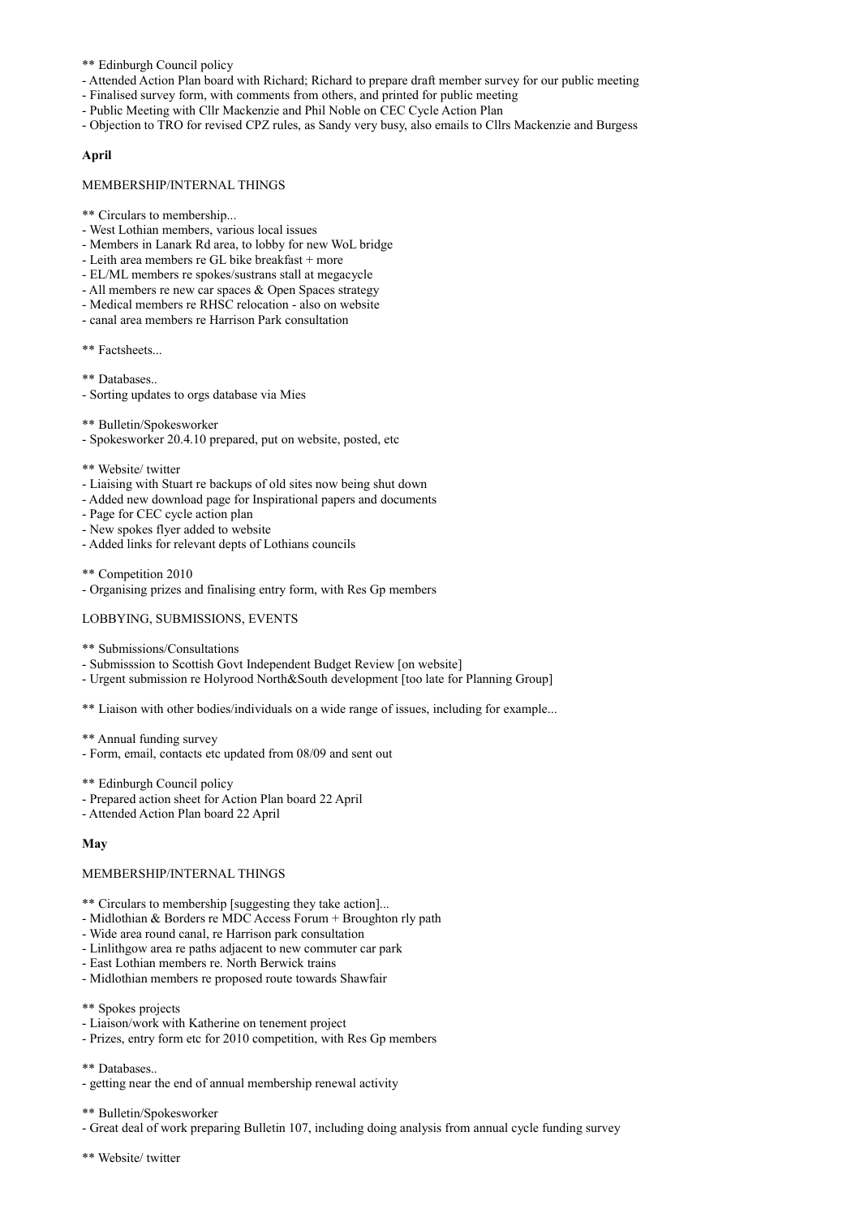** Edinburgh Council policy
- Attended Action Plan board with Richard; Richard to prepare draft member survey for our public meeting
- Finalised survey form, with comments from others, and printed for public meeting
- Public Meeting with Cllr Mackenzie and Phil Noble on CEC Cycle Action Plan
- Objection to TRO for revised CPZ rules, as Sandy very busy, also emails to Cllrs Mackenzie and Burgess

**April**

MEMBERSHIP/INTERNAL THINGS

** Circulars to membership...
- West Lothian members, various local issues
- Members in Lanark Rd area, to lobby for new WoL bridge
- Leith area members re GL bike breakfast + more
- EL/ML members re spokes/sustrans stall at megacycle
- All members re new car spaces & Open Spaces strategy
- Medical members re RHSC relocation - also on website
- canal area members re Harrison Park consultation

** Factsheets...

** Databases..
- Sorting updates to orgs database via Mies

** Bulletin/Spokesworker
- Spokesworker 20.4.10 prepared, put on website, posted, etc

** Website/ twitter
- Liaising with Stuart re backups of old sites now being shut down
- Added new download page for Inspirational papers and documents
- Page for CEC cycle action plan
- New spokes flyer added to website
- Added links for relevant depts of Lothians councils

** Competition 2010
- Organising prizes and finalising entry form, with Res Gp members

LOBBYING, SUBMISSIONS, EVENTS

** Submissions/Consultations
- Submisssion to Scottish Govt Independent Budget Review [on website]
- Urgent submission re Holyrood North&South development [too late for Planning Group]

** Liaison with other bodies/individuals on a wide range of issues, including for example...

** Annual funding survey
- Form, email, contacts etc updated from 08/09 and sent out

** Edinburgh Council policy
- Prepared action sheet for Action Plan board 22 April
- Attended Action Plan board 22 April

**May**

MEMBERSHIP/INTERNAL THINGS

** Circulars to membership [suggesting they take action]...
- Midlothian & Borders re MDC Access Forum + Broughton rly path
- Wide area round canal, re Harrison park consultation
- Linlithgow area re paths adjacent to new commuter car park
- East Lothian members re. North Berwick trains
- Midlothian members re proposed route towards Shawfair

** Spokes projects
- Liaison/work with Katherine on tenement project
- Prizes, entry form etc for 2010 competition, with Res Gp members

** Databases..
- getting near the end of annual membership renewal activity

** Bulletin/Spokesworker
- Great deal of work preparing Bulletin 107, including doing analysis from annual cycle funding survey

** Website/ twitter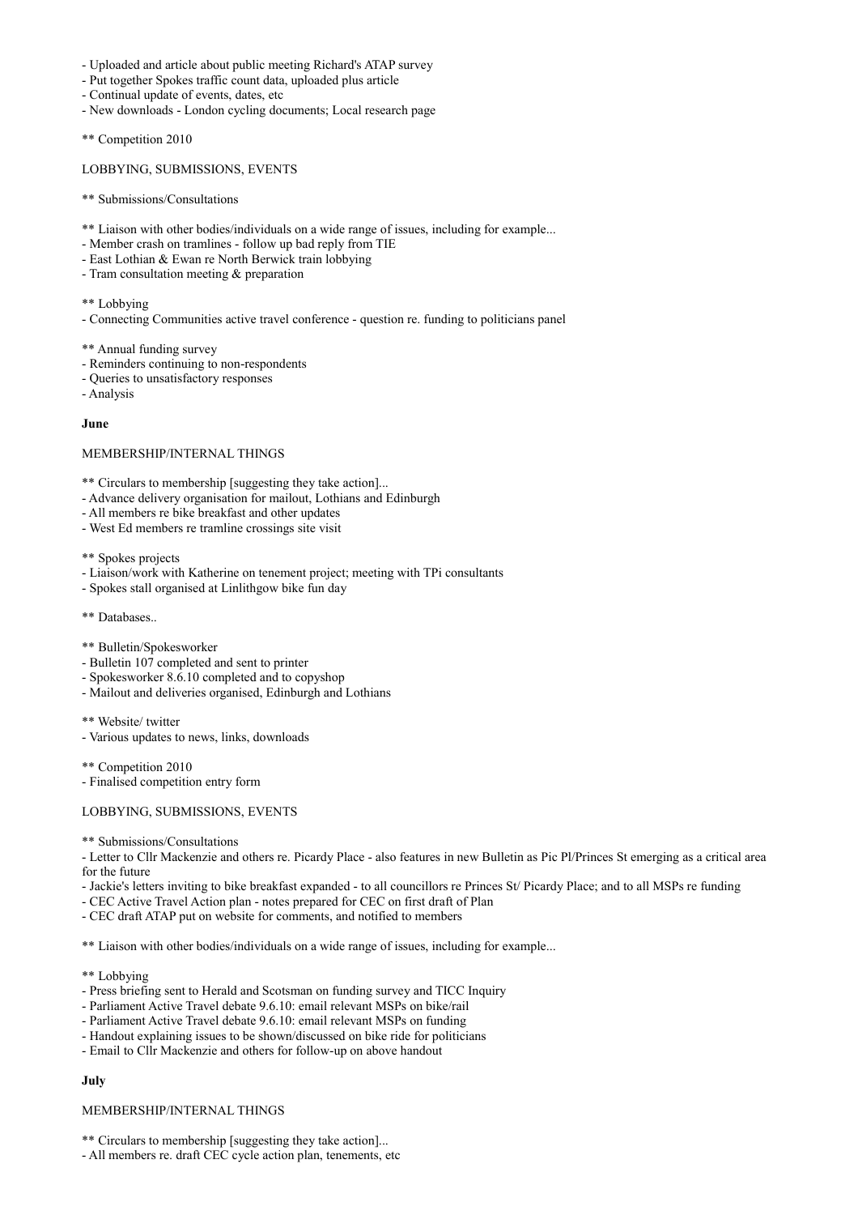- Uploaded and article about public meeting Richard's ATAP survey
- Put together Spokes traffic count data, uploaded plus article
- Continual update of events, dates, etc
- New downloads - London cycling documents; Local research page

** Competition 2010

LOBBYING, SUBMISSIONS, EVENTS

** Submissions/Consultations

** Liaison with other bodies/individuals on a wide range of issues, including for example...
- Member crash on tramlines - follow up bad reply from TIE
- East Lothian & Ewan re North Berwick train lobbying
- Tram consultation meeting & preparation

** Lobbying
- Connecting Communities active travel conference - question re. funding to politicians panel

** Annual funding survey
- Reminders continuing to non-respondents
- Queries to unsatisfactory responses
- Analysis

**June**

MEMBERSHIP/INTERNAL THINGS

** Circulars to membership [suggesting they take action]...
- Advance delivery organisation for mailout, Lothians and Edinburgh
- All members re bike breakfast and other updates
- West Ed members re tramline crossings site visit

** Spokes projects
- Liaison/work with Katherine on tenement project; meeting with TPi consultants
- Spokes stall organised at Linlithgow bike fun day

** Databases..

** Bulletin/Spokesworker
- Bulletin 107 completed and sent to printer
- Spokesworker 8.6.10 completed and to copyshop
- Mailout and deliveries organised, Edinburgh and Lothians

** Website/ twitter
- Various updates to news, links, downloads

** Competition 2010
- Finalised competition entry form

LOBBYING, SUBMISSIONS, EVENTS

** Submissions/Consultations
- Letter to Cllr Mackenzie and others re. Picardy Place - also features in new Bulletin as Pic Pl/Princes St emerging as a critical area for the future
- Jackie's letters inviting to bike breakfast expanded - to all councillors re Princes St/ Picardy Place; and to all MSPs re funding
- CEC Active Travel Action plan - notes prepared for CEC on first draft of Plan
- CEC draft ATAP put on website for comments, and notified to members

** Liaison with other bodies/individuals on a wide range of issues, including for example...

** Lobbying
- Press briefing sent to Herald and Scotsman on funding survey and TICC Inquiry
- Parliament Active Travel debate 9.6.10: email relevant MSPs on bike/rail
- Parliament Active Travel debate 9.6.10: email relevant MSPs on funding
- Handout explaining issues to be shown/discussed on bike ride for politicians
- Email to Cllr Mackenzie and others for follow-up on above handout

**July**

MEMBERSHIP/INTERNAL THINGS

** Circulars to membership [suggesting they take action]...
- All members re. draft CEC cycle action plan, tenements, etc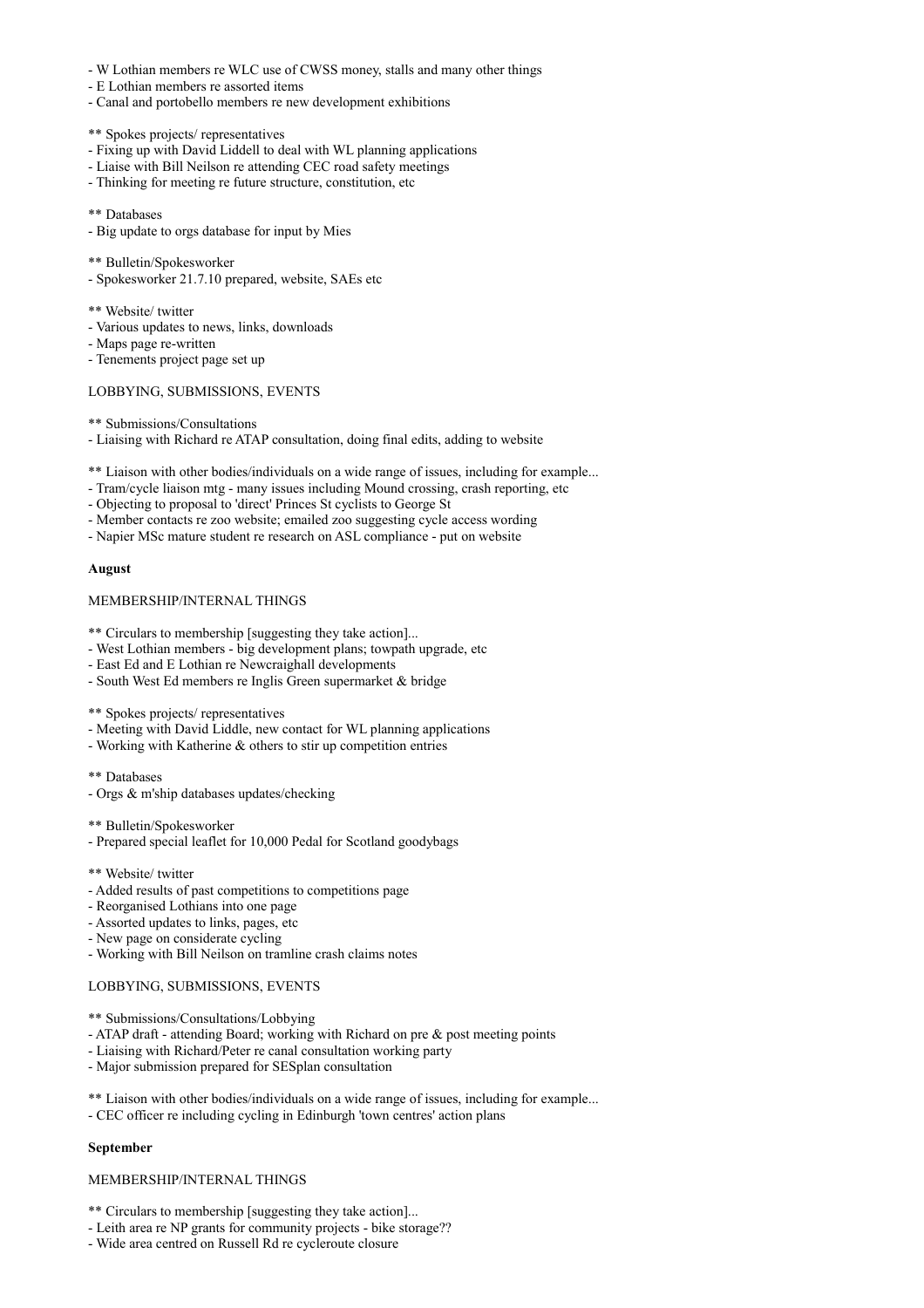- W Lothian members re WLC use of CWSS money, stalls and many other things
- E Lothian members re assorted items
- Canal and portobello members re new development exhibitions

** Spokes projects/ representatives
- Fixing up with David Liddell to deal with WL planning applications
- Liaise with Bill Neilson re attending CEC road safety meetings
- Thinking for meeting re future structure, constitution, etc

** Databases
- Big update to orgs database for input by Mies

** Bulletin/Spokesworker
- Spokesworker 21.7.10 prepared, website, SAEs etc

** Website/ twitter
- Various updates to news, links, downloads
- Maps page re-written
- Tenements project page set up

LOBBYING, SUBMISSIONS, EVENTS

** Submissions/Consultations
- Liaising with Richard re ATAP consultation, doing final edits, adding to website

** Liaison with other bodies/individuals on a wide range of issues, including for example...
- Tram/cycle liaison mtg - many issues including Mound crossing, crash reporting, etc
- Objecting to proposal to 'direct' Princes St cyclists to George St
- Member contacts re zoo website; emailed zoo suggesting cycle access wording
- Napier MSc mature student re research on ASL compliance - put on website

**August**

MEMBERSHIP/INTERNAL THINGS

** Circulars to membership [suggesting they take action]...
- West Lothian members - big development plans; towpath upgrade, etc
- East Ed and E Lothian re Newcraighall developments
- South West Ed members re Inglis Green supermarket & bridge

** Spokes projects/ representatives
- Meeting with David Liddle, new contact for WL planning applications
- Working with Katherine & others to stir up competition entries

** Databases
- Orgs & m'ship databases updates/checking

** Bulletin/Spokesworker
- Prepared special leaflet for 10,000 Pedal for Scotland goodybags

** Website/ twitter
- Added results of past competitions to competitions page
- Reorganised Lothians into one page
- Assorted updates to links, pages, etc
- New page on considerate cycling
- Working with Bill Neilson on tramline crash claims notes

LOBBYING, SUBMISSIONS, EVENTS

** Submissions/Consultations/Lobbying
- ATAP draft - attending Board; working with Richard on pre & post meeting points
- Liaising with Richard/Peter re canal consultation working party
- Major submission prepared for SESplan consultation

** Liaison with other bodies/individuals on a wide range of issues, including for example...
- CEC officer re including cycling in Edinburgh 'town centres' action plans

**September**

MEMBERSHIP/INTERNAL THINGS

** Circulars to membership [suggesting they take action]...
- Leith area re NP grants for community projects - bike storage??
- Wide area centred on Russell Rd re cycleroute closure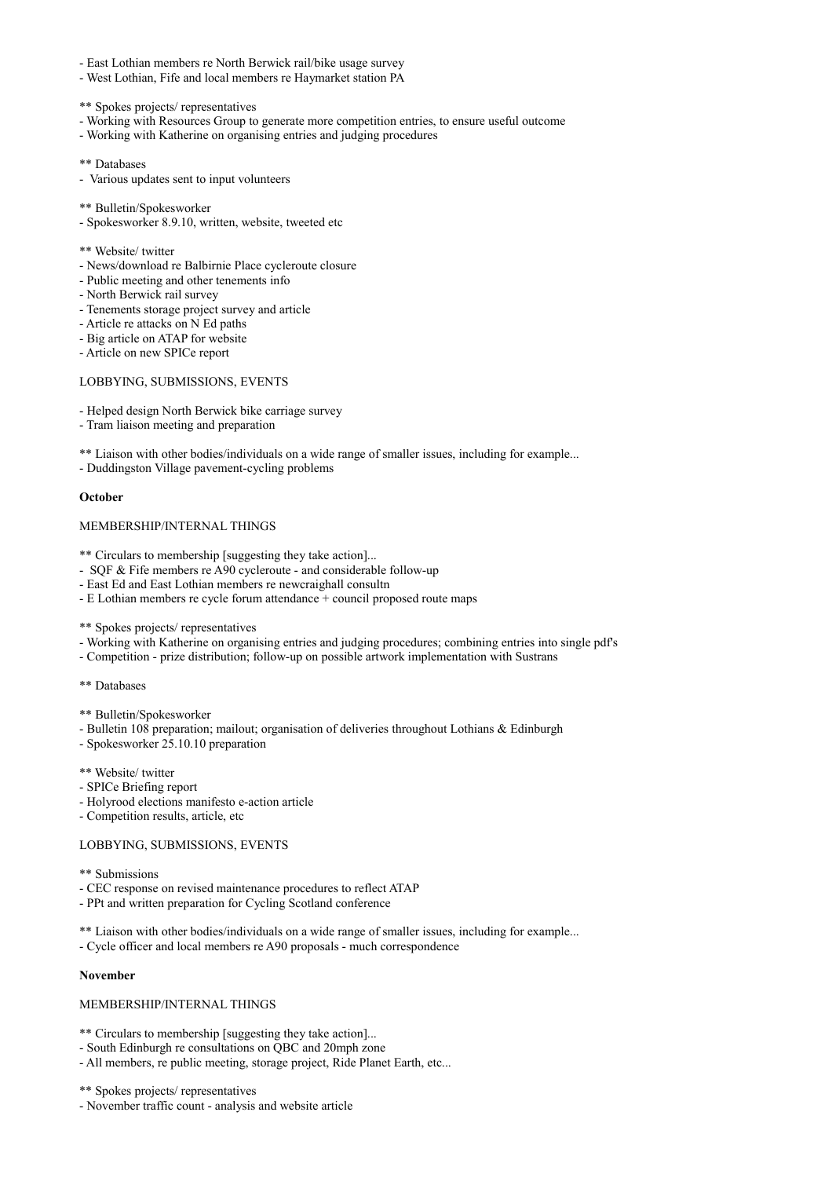- East Lothian members re North Berwick rail/bike usage survey
- West Lothian, Fife and local members re Haymarket station PA

** Spokes projects/ representatives
- Working with Resources Group to generate more competition entries, to ensure useful outcome
- Working with Katherine on organising entries and judging procedures

** Databases
- Various updates sent to input volunteers

** Bulletin/Spokesworker
- Spokesworker 8.9.10, written, website, tweeted etc

** Website/ twitter
- News/download re Balbirnie Place cycleroute closure
- Public meeting and other tenements info
- North Berwick rail survey
- Tenements storage project survey and article
- Article re attacks on N Ed paths
- Big article on ATAP for website
- Article on new SPICe report

LOBBYING, SUBMISSIONS, EVENTS

- Helped design North Berwick bike carriage survey
- Tram liaison meeting and preparation

** Liaison with other bodies/individuals on a wide range of smaller issues, including for example...
- Duddingston Village pavement-cycling problems

**October**

MEMBERSHIP/INTERNAL THINGS

** Circulars to membership [suggesting they take action]...
- SQF & Fife members re A90 cycleroute - and considerable follow-up
- East Ed and East Lothian members re newcraighall consultn
- E Lothian members re cycle forum attendance + council proposed route maps

** Spokes projects/ representatives
- Working with Katherine on organising entries and judging procedures; combining entries into single pdf's
- Competition - prize distribution; follow-up on possible artwork implementation with Sustrans

** Databases

** Bulletin/Spokesworker
- Bulletin 108 preparation; mailout; organisation of deliveries throughout Lothians & Edinburgh
- Spokesworker 25.10.10 preparation

** Website/ twitter
- SPICe Briefing report
- Holyrood elections manifesto e-action article
- Competition results, article, etc

LOBBYING, SUBMISSIONS, EVENTS

** Submissions
- CEC response on revised maintenance procedures to reflect ATAP
- PPt and written preparation for Cycling Scotland conference

** Liaison with other bodies/individuals on a wide range of smaller issues, including for example...
- Cycle officer and local members re A90 proposals - much correspondence

**November**

MEMBERSHIP/INTERNAL THINGS

** Circulars to membership [suggesting they take action]...
- South Edinburgh re consultations on QBC and 20mph zone
- All members, re public meeting, storage project, Ride Planet Earth, etc...

** Spokes projects/ representatives
- November traffic count - analysis and website article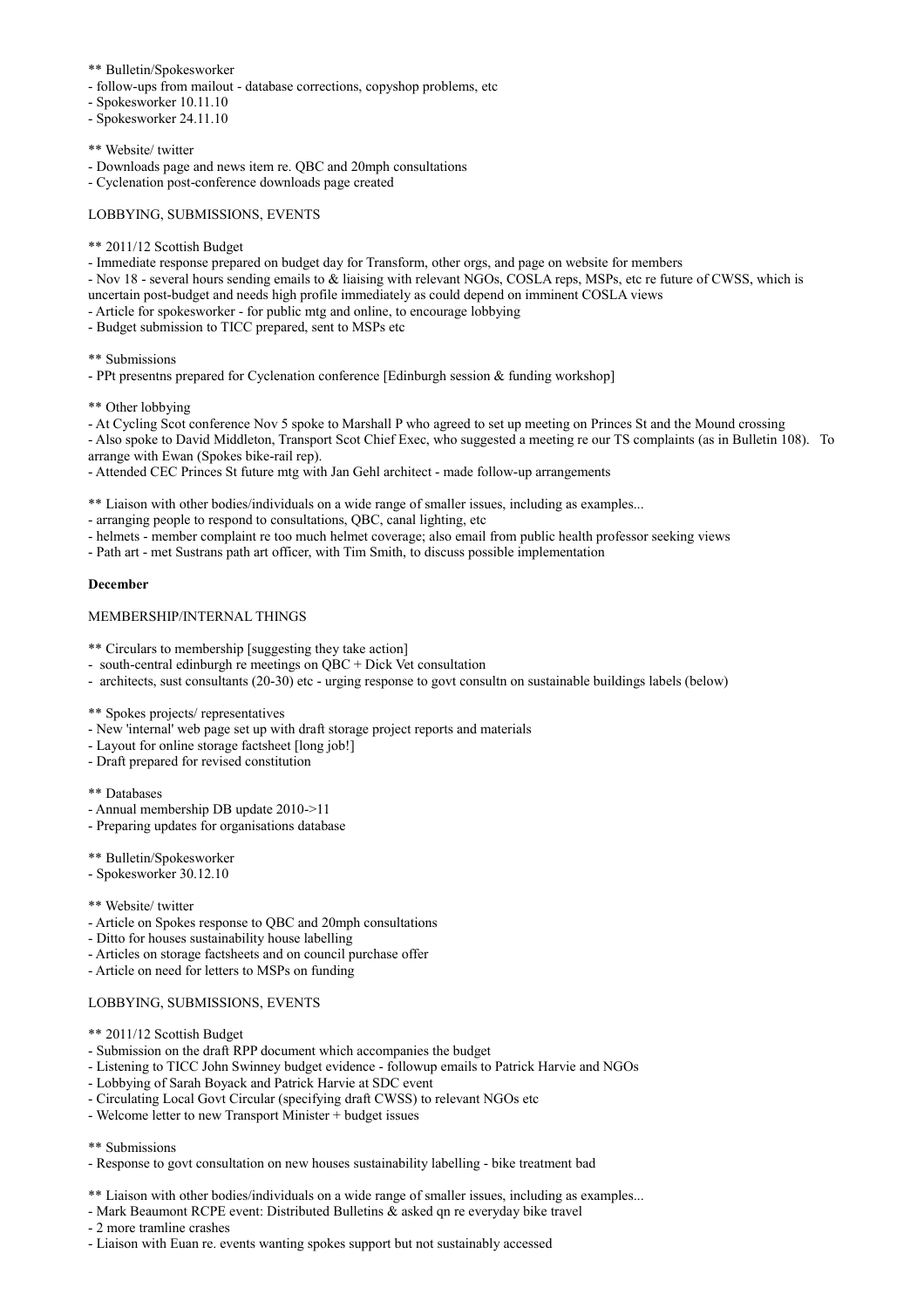** Bulletin/Spokesworker
- follow-ups from mailout - database corrections, copyshop problems, etc
- Spokesworker 10.11.10
- Spokesworker 24.11.10

** Website/ twitter
- Downloads page and news item re. QBC and 20mph consultations
- Cyclenation post-conference downloads page created

LOBBYING, SUBMISSIONS, EVENTS

** 2011/12 Scottish Budget
- Immediate response prepared on budget day for Transform, other orgs, and page on website for members
- Nov 18 - several hours sending emails to & liaising with relevant NGOs, COSLA reps, MSPs, etc re future of CWSS, which is uncertain post-budget and needs high profile immediately as could depend on imminent COSLA views
- Article for spokesworker - for public mtg and online, to encourage lobbying
- Budget submission to TICC prepared, sent to MSPs etc

** Submissions
- PPt presentns prepared for Cyclenation conference [Edinburgh session & funding workshop]

** Other lobbying
- At Cycling Scot conference Nov 5 spoke to Marshall P who agreed to set up meeting on Princes St and the Mound crossing
- Also spoke to David Middleton, Transport Scot Chief Exec, who suggested a meeting re our TS complaints (as in Bulletin 108). To arrange with Ewan (Spokes bike-rail rep).
- Attended CEC Princes St future mtg with Jan Gehl architect - made follow-up arrangements

** Liaison with other bodies/individuals on a wide range of smaller issues, including as examples...
- arranging people to respond to consultations, QBC, canal lighting, etc
- helmets - member complaint re too much helmet coverage; also email from public health professor seeking views
- Path art - met Sustrans path art officer, with Tim Smith, to discuss possible implementation

**December**

MEMBERSHIP/INTERNAL THINGS

** Circulars to membership [suggesting they take action]
- south-central edinburgh re meetings on QBC + Dick Vet consultation
- architects, sust consultants (20-30) etc - urging response to govt consultn on sustainable buildings labels (below)

** Spokes projects/ representatives
- New 'internal' web page set up with draft storage project reports and materials
- Layout for online storage factsheet [long job!]
- Draft prepared for revised constitution

** Databases
- Annual membership DB update 2010->11
- Preparing updates for organisations database

** Bulletin/Spokesworker
- Spokesworker 30.12.10

** Website/ twitter
- Article on Spokes response to QBC and 20mph consultations
- Ditto for houses sustainability house labelling
- Articles on storage factsheets and on council purchase offer
- Article on need for letters to MSPs on funding

LOBBYING, SUBMISSIONS, EVENTS

** 2011/12 Scottish Budget
- Submission on the draft RPP document which accompanies the budget
- Listening to TICC John Swinney budget evidence - followup emails to Patrick Harvie and NGOs
- Lobbying of Sarah Boyack and Patrick Harvie at SDC event
- Circulating Local Govt Circular (specifying draft CWSS) to relevant NGOs etc
- Welcome letter to new Transport Minister + budget issues

** Submissions
- Response to govt consultation on new houses sustainability labelling - bike treatment bad

** Liaison with other bodies/individuals on a wide range of smaller issues, including as examples...
- Mark Beaumont RCPE event: Distributed Bulletins & asked qn re everyday bike travel
- 2 more tramline crashes
- Liaison with Euan re. events wanting spokes support but not sustainably accessed